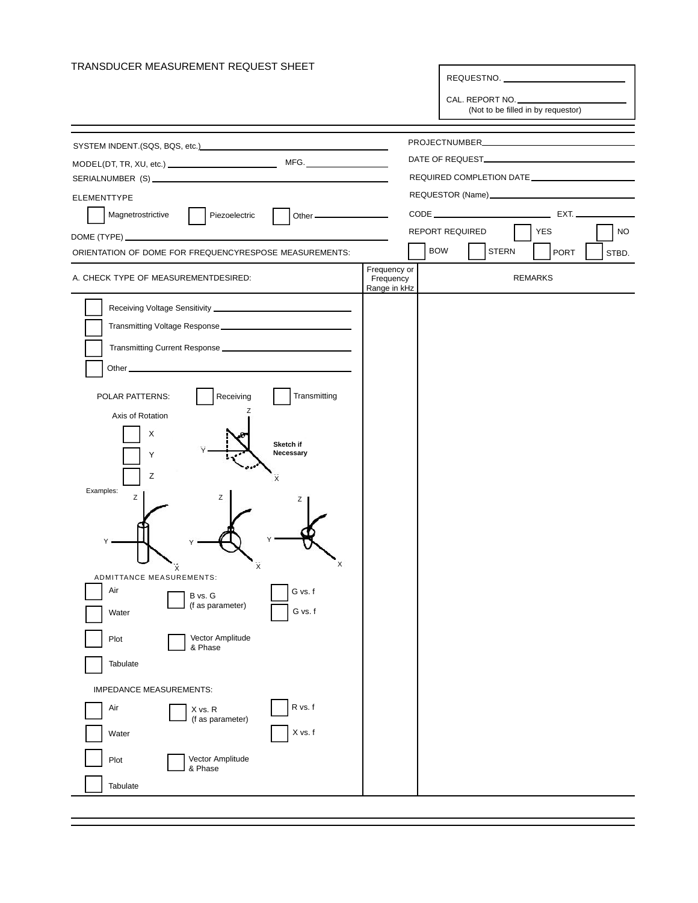# TRANSDUCER MEASUREMENT REQUEST SHEET

REQUESTNO. ____________________

CAL. REPORT NO. ____________________
(Not to be filled in by requestor)

---

SYSTEM INDENT.(SQS, BQS, etc.) ____________________

MODEL(DT, TR, XU, etc.) ____________________ MFG. ____________________

SERIALNUMBER (S) ____________________

ELEMENTTYPE

☐ Magnetrostrictive ☐ Piezoelectric ☐ Other ____________________

DOME (TYPE) ____________________

ORIENTATION OF DOME FOR FREQUENCYRESPOSE MEASUREMENTS:

PROJECTNUMBER ____________________

DATE OF REQUEST ____________________

REQUIRED COMPLETION DATE ____________________

REQUESTOR (Name) ____________________

CODE ____________________ EXT. ____________________

REPORT REQUIRED ☐ YES ☐ NO

☐ BOW ☐ STERN ☐ PORT ☐ STBD.

| A. CHECK TYPE OF MEASUREMENTDESIRED: | Frequency or Frequency Range in kHz | REMARKS |
| --- | --- | --- |
| ☐ Receiving Voltage Sensitivity ____________________ | | |
| ☐ Transmitting Voltage Response ____________________ | | |
| ☐ Transmitting Current Response ____________________ | | |
| ☐ Other ____________________ | | |
| POLAR PATTERNS: ☐ Receiving ☐ Transmitting | | |
| Axis of Rotation: ☐ X ☐ Y ☐ Z (Sketch if Necessary) | | |
| Examples: | | |
| ADMITTANCE MEASUREMENTS: | | |
| ☐ Air ☐ B vs. G (f as parameter) ☐ G vs. f | | |
| ☐ Water ☐ G vs. f | | |
| ☐ Plot ☐ Vector Amplitude & Phase | | |
| ☐ Tabulate | | |
| IMPEDANCE MEASUREMENTS: | | |
| ☐ Air ☐ X vs. R (f as parameter) ☐ R vs. f | | |
| ☐ Water ☐ X vs. f | | |
| ☐ Plot ☐ Vector Amplitude & Phase | | |
| ☐ Tabulate | | |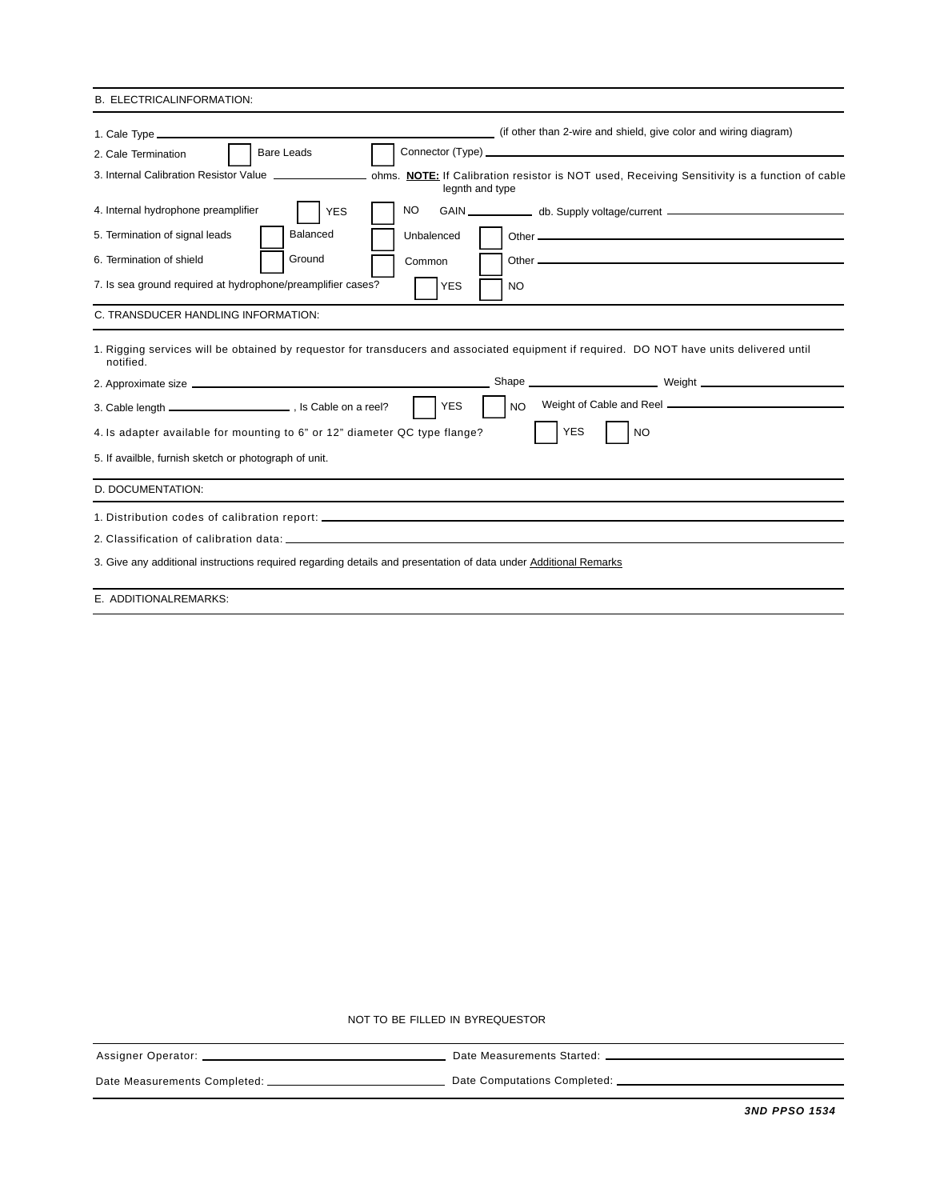B. ELECTRICALINFORMATION:

1. Cale Type ______________________________ (if other than 2-wire and shield, give color and wiring diagram)

2. Cale Termination ☐ Bare Leads ☐ Connector (Type) ______________________________

3. Internal Calibration Resistor Value ______________ ohms. **NOTE:** If Calibration resistor is NOT used, Receiving Sensitivity is a function of cable legnth and type

4. Internal hydrophone preamplifier ☐ YES ☐ NO GAIN __________ db. Supply voltage/current ______________

5. Termination of signal leads ☐ Balanced ☐ Unbalenced ☐ Other ______________________________

6. Termination of shield ☐ Ground ☐ Common ☐ Other ______________________________

7. Is sea ground required at hydrophone/preamplifier cases? ☐ YES ☐ NO

C. TRANSDUCER HANDLING INFORMATION:

1. Rigging services will be obtained by requestor for transducers and associated equipment if required. DO NOT have units delivered until notified.

2. Approximate size ______________________________ Shape ______________ Weight ______________

3. Cable length ______________ , Is Cable on a reel? ☐ YES ☐ NO Weight of Cable and Reel ______________

4. Is adapter available for mounting to 6” or 12” diameter QC type flange? ☐ YES ☐ NO

5. If availble, furnish sketch or photograph of unit.

D. DOCUMENTATION:

1. Distribution codes of calibration report: ______________________________

2. Classification of calibration data: ______________________________

3. Give any additional instructions required regarding details and presentation of data under Additional Remarks

E. ADDITIONALREMARKS:

NOT TO BE FILLED IN BYREQUESTOR

Assigner Operator: ______________________________ Date Measurements Started: ______________________________

Date Measurements Completed: ______________________________ Date Computations Completed: ______________________________

***3ND PPSO 1534***